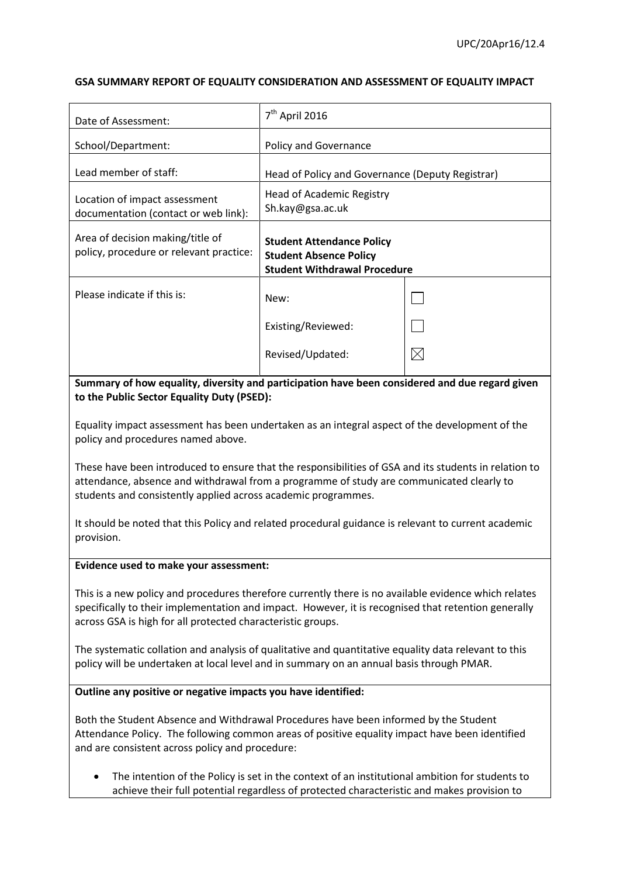UPC/20Apr16/12.4

**GSA SUMMARY REPORT OF EQUALITY CONSIDERATION AND ASSESSMENT OF EQUALITY IMPACT**

| | | |
|---|---|---|
| Date of Assessment: | 7th April 2016 | |
| School/Department: | Policy and Governance | |
| Lead member of staff: | Head of Policy and Governance (Deputy Registrar) | |
| Location of impact assessment documentation (contact or web link): | Head of Academic Registry<br>Sh.kay@gsa.ac.uk | |
| Area of decision making/title of policy, procedure or relevant practice: | **Student Attendance Policy**<br>**Student Absence Policy**<br>**Student Withdrawal Procedure** | |
| Please indicate if this is: | New: | ☐ |
| | Existing/Reviewed: | ☐ |
| | Revised/Updated: | ☒ |

**Summary of how equality, diversity and participation have been considered and due regard given to the Public Sector Equality Duty (PSED):**

Equality impact assessment has been undertaken as an integral aspect of the development of the policy and procedures named above.

These have been introduced to ensure that the responsibilities of GSA and its students in relation to attendance, absence and withdrawal from a programme of study are communicated clearly to students and consistently applied across academic programmes.

It should be noted that this Policy and related procedural guidance is relevant to current academic provision.

**Evidence used to make your assessment:**

This is a new policy and procedures therefore currently there is no available evidence which relates specifically to their implementation and impact. However, it is recognised that retention generally across GSA is high for all protected characteristic groups.

The systematic collation and analysis of qualitative and quantitative equality data relevant to this policy will be undertaken at local level and in summary on an annual basis through PMAR.

**Outline any positive or negative impacts you have identified:**

Both the Student Absence and Withdrawal Procedures have been informed by the Student Attendance Policy. The following common areas of positive equality impact have been identified and are consistent across policy and procedure:

- The intention of the Policy is set in the context of an institutional ambition for students to achieve their full potential regardless of protected characteristic and makes provision to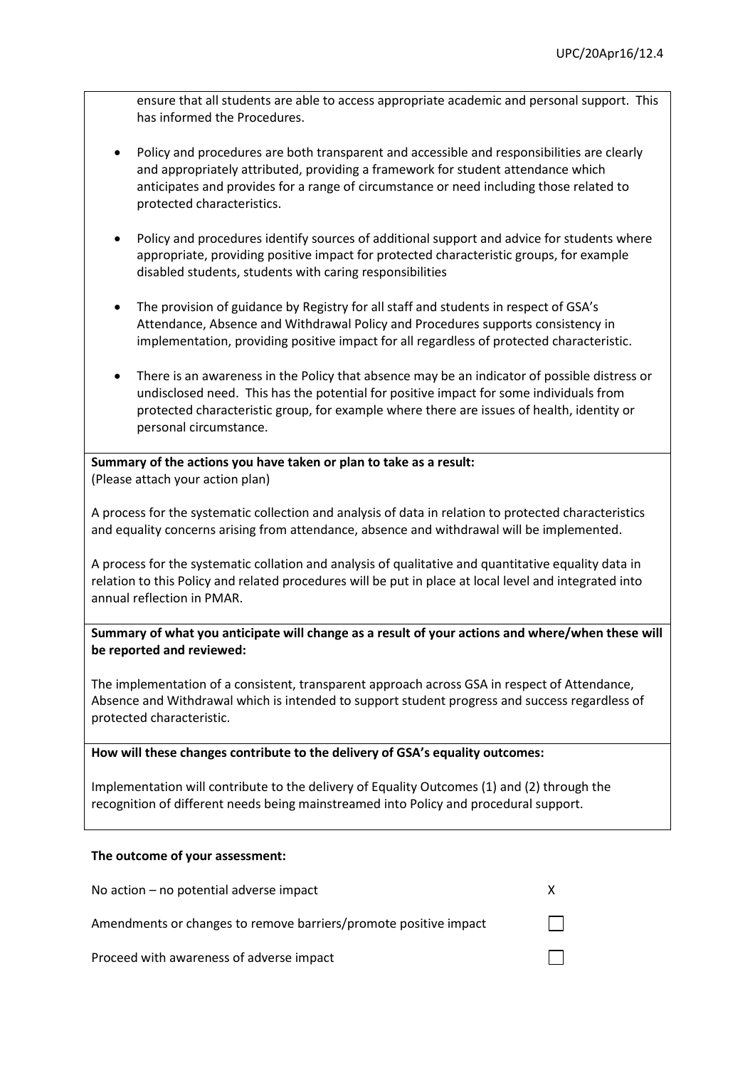ensure that all students are able to access appropriate academic and personal support. This has informed the Procedures.

- Policy and procedures are both transparent and accessible and responsibilities are clearly and appropriately attributed, providing a framework for student attendance which anticipates and provides for a range of circumstance or need including those related to protected characteristics.

- Policy and procedures identify sources of additional support and advice for students where appropriate, providing positive impact for protected characteristic groups, for example disabled students, students with caring responsibilities

- The provision of guidance by Registry for all staff and students in respect of GSA's Attendance, Absence and Withdrawal Policy and Procedures supports consistency in implementation, providing positive impact for all regardless of protected characteristic.

- There is an awareness in the Policy that absence may be an indicator of possible distress or undisclosed need. This has the potential for positive impact for some individuals from protected characteristic group, for example where there are issues of health, identity or personal circumstance.

**Summary of the actions you have taken or plan to take as a result:**
(Please attach your action plan)

A process for the systematic collection and analysis of data in relation to protected characteristics and equality concerns arising from attendance, absence and withdrawal will be implemented.

A process for the systematic collation and analysis of qualitative and quantitative equality data in relation to this Policy and related procedures will be put in place at local level and integrated into annual reflection in PMAR.

**Summary of what you anticipate will change as a result of your actions and where/when these will be reported and reviewed:**

The implementation of a consistent, transparent approach across GSA in respect of Attendance, Absence and Withdrawal which is intended to support student progress and success regardless of protected characteristic.

**How will these changes contribute to the delivery of GSA's equality outcomes:**

Implementation will contribute to the delivery of Equality Outcomes (1) and (2) through the recognition of different needs being mainstreamed into Policy and procedural support.

**The outcome of your assessment:**

| | |
|---|---|
| No action – no potential adverse impact | X |
| Amendments or changes to remove barriers/promote positive impact | ☐ |
| Proceed with awareness of adverse impact | ☐ |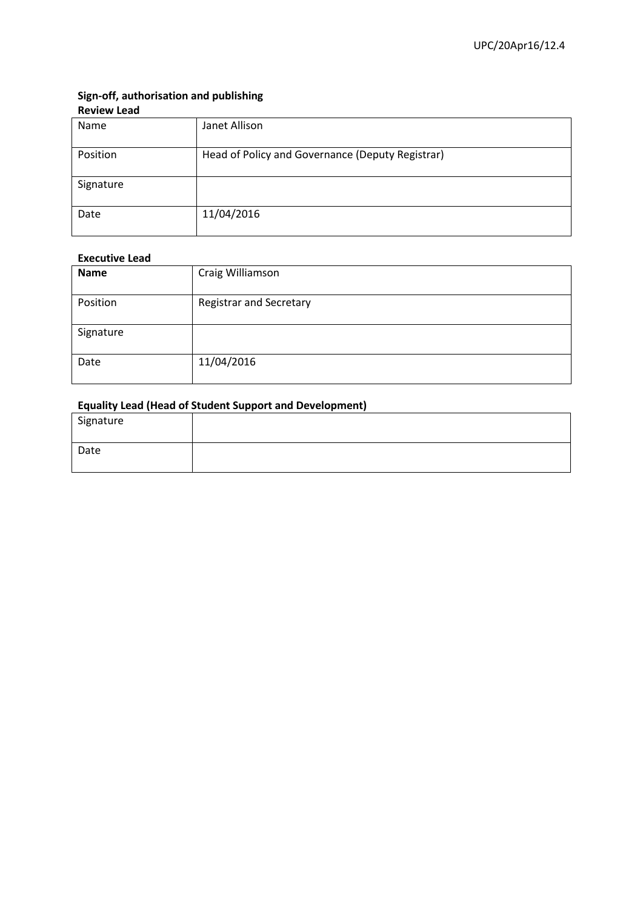UPC/20Apr16/12.4

**Sign-off, authorisation and publishing**

**Review Lead**

| | |
|---|---|
| Name | Janet Allison |
| Position | Head of Policy and Governance (Deputy Registrar) |
| Signature | |
| Date | 11/04/2016 |

**Executive Lead**

| | |
|---|---|
| **Name** | Craig Williamson |
| Position | Registrar and Secretary |
| Signature | |
| Date | 11/04/2016 |

**Equality Lead (Head of Student Support and Development)**

| | |
|---|---|
| Signature | |
| Date | |